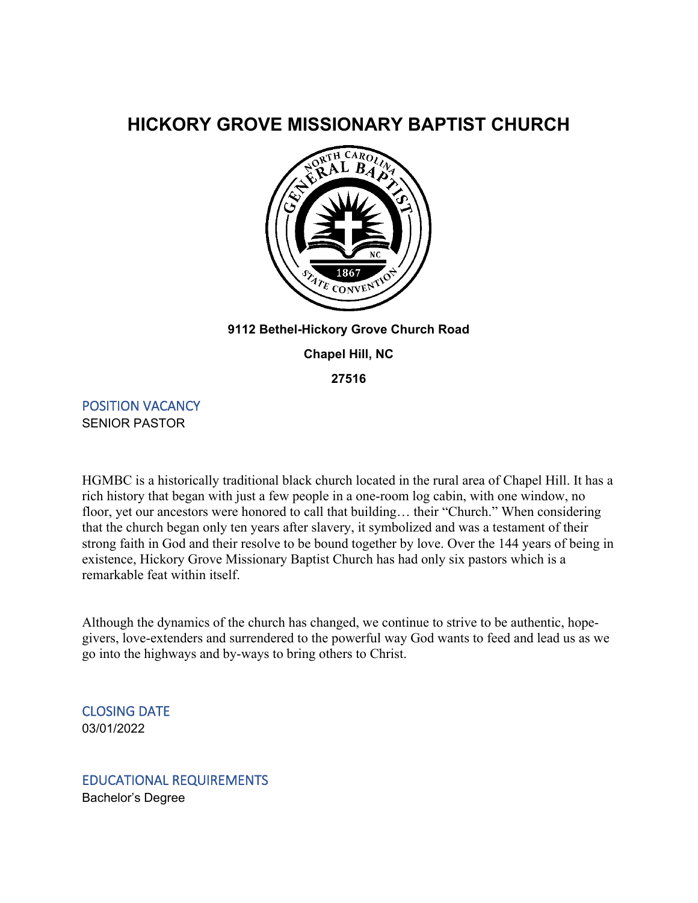# HICKORY GROVE MISSIONARY BAPTIST CHURCH

**9112 Bethel-Hickory Grove Church Road**

**Chapel Hill, NC**

**27516**

## POSITION VACANCY

SENIOR PASTOR

HGMBC is a historically traditional black church located in the rural area of Chapel Hill. It has a rich history that began with just a few people in a one-room log cabin, with one window, no floor, yet our ancestors were honored to call that building… their "Church." When considering that the church began only ten years after slavery, it symbolized and was a testament of their strong faith in God and their resolve to be bound together by love. Over the 144 years of being in existence, Hickory Grove Missionary Baptist Church has had only six pastors which is a remarkable feat within itself.

Although the dynamics of the church has changed, we continue to strive to be authentic, hope-givers, love-extenders and surrendered to the powerful way God wants to feed and lead us as we go into the highways and by-ways to bring others to Christ.

## CLOSING DATE

03/01/2022

## EDUCATIONAL REQUIREMENTS

Bachelor's Degree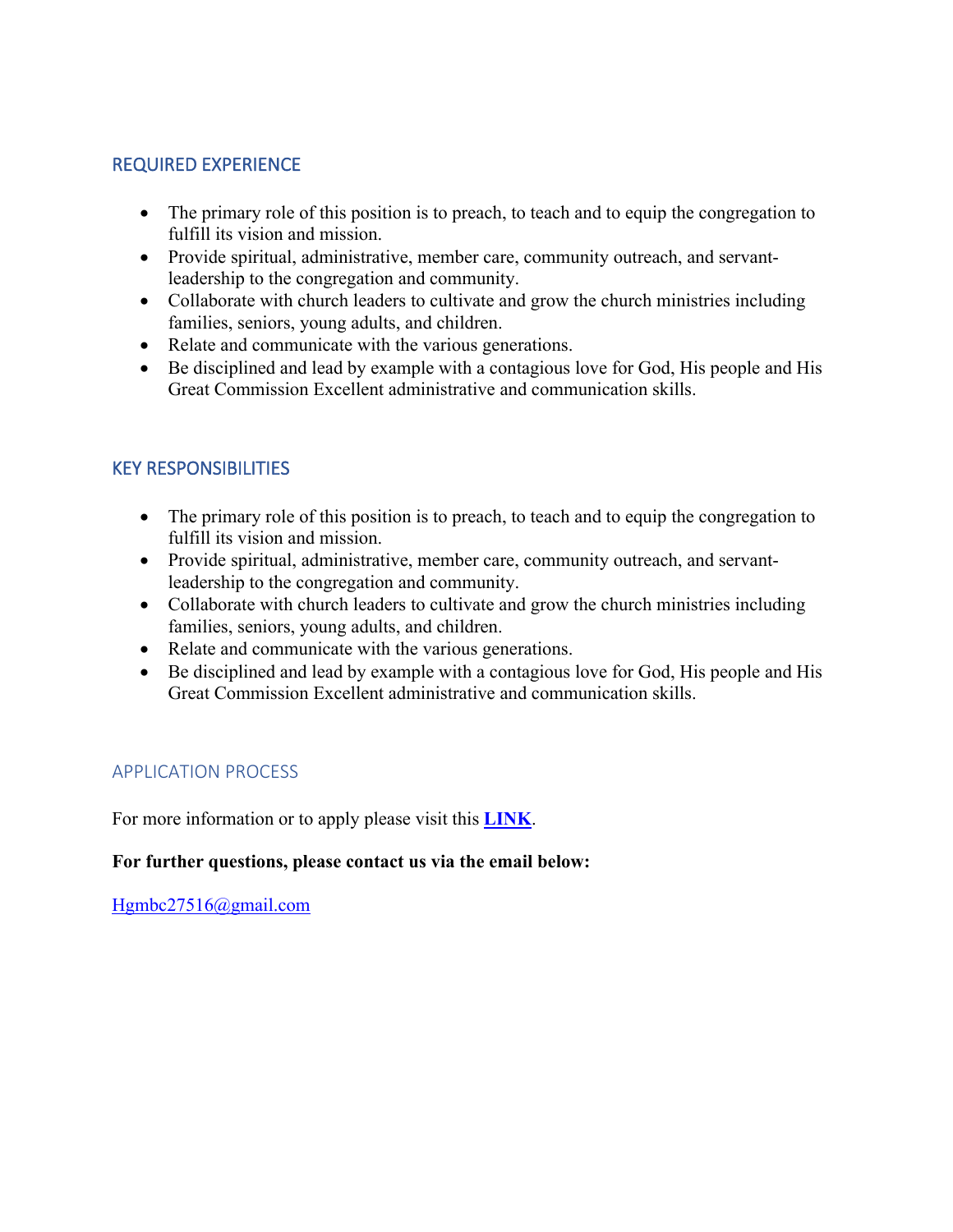## REQUIRED EXPERIENCE

- The primary role of this position is to preach, to teach and to equip the congregation to fulfill its vision and mission.
- Provide spiritual, administrative, member care, community outreach, and servant-leadership to the congregation and community.
- Collaborate with church leaders to cultivate and grow the church ministries including families, seniors, young adults, and children.
- Relate and communicate with the various generations.
- Be disciplined and lead by example with a contagious love for God, His people and His Great Commission Excellent administrative and communication skills.

## KEY RESPONSIBILITIES

- The primary role of this position is to preach, to teach and to equip the congregation to fulfill its vision and mission.
- Provide spiritual, administrative, member care, community outreach, and servant-leadership to the congregation and community.
- Collaborate with church leaders to cultivate and grow the church ministries including families, seniors, young adults, and children.
- Relate and communicate with the various generations.
- Be disciplined and lead by example with a contagious love for God, His people and His Great Commission Excellent administrative and communication skills.

## APPLICATION PROCESS

For more information or to apply please visit this **LINK**.

**For further questions, please contact us via the email below:**

Hgmbc27516@gmail.com